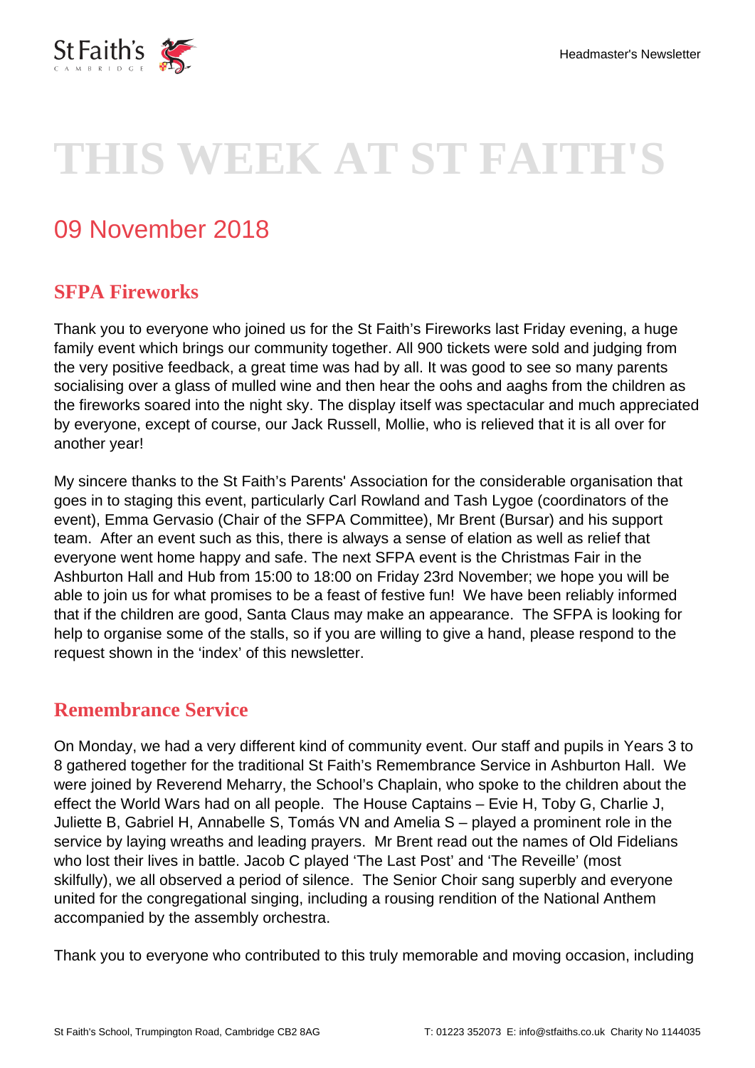# THIS WEEK AT ST FAITH'S

## 09 November 2018

### SFPA Fireworks

Thank you to everyone who joined us for the St Faith's Fireworks last Friday evening, a huge family event which brings our community together. All 900 tickets were sold and judging from the very positive feedback, a great time was had by all. It was good to see so many parents socialising over a glass of mulled wine and then hear the oohs and aaghs from the children as the fireworks soared into the night sky. The display itself was spectacular and much appreciated by everyone, except of course, our Jack Russell, Mollie, who is relieved that it is all over for another year!

My sincere thanks to the St Faith's Parents' Association for the considerable organisation that goes in to staging this event, particularly Carl Rowland and Tash Lygoe (coordinators of the event), Emma Gervasio (Chair of the SFPA Committee), Mr Brent (Bursar) and his support team. After an event such as this, there is always a sense of elation as well as relief that everyone went home happy and safe. The next SFPA event is the Christmas Fair in the Ashburton Hall and Hub from 15:00 to 18:00 on Friday 23rd November; we hope you will be able to join us for what promises to be a feast of festive fun! We have been reliably informed that if the children are good, Santa Claus may make an appearance. The SFPA is looking for help to organise some of the stalls, so if you are willing to give a hand, please respond to the request shown in the 'index' of this newsletter.

### Remembrance Service

On Monday, we had a very different kind of community event. Our staff and pupils in Years 3 to 8 gathered together for the traditional St Faith's Remembrance Service in Ashburton Hall. We were joined by Reverend Meharry, the School's Chaplain, who spoke to the children about the effect the World Wars had on all people. The House Captains – Evie H, Toby G, Charlie J, Juliette B, Gabriel H, Annabelle S, Tomás VN and Amelia S – played a prominent role in the service by laying wreaths and leading prayers. Mr Brent read out the names of Old Fidelians who lost their lives in battle. Jacob C played 'The Last Post' and 'The Reveille' (most skilfully), we all observed a period of silence. The Senior Choir sang superbly and everyone united for the congregational singing, including a rousing rendition of the National Anthem accompanied by the assembly orchestra.

Thank you to everyone who contributed to this truly memorable and moving occasion, including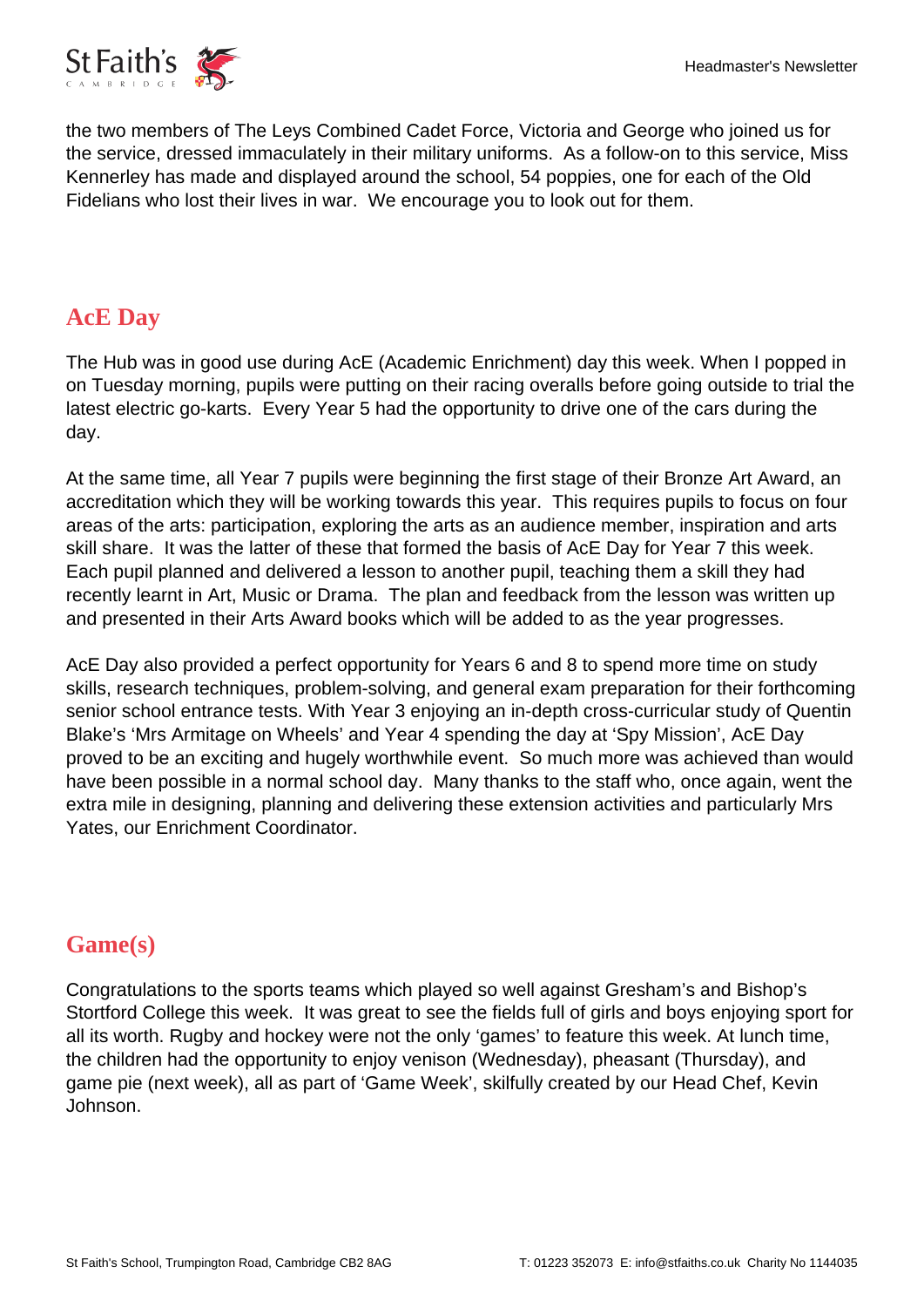the two members of The Leys Combined Cadet Force, Victoria and George who joined us for the service, dressed immaculately in their military uniforms. As a follow-on to this service, Miss Kennerley has made and displayed around the school, 54 poppies, one for each of the Old Fidelians who lost their lives in war. We encourage you to look out for them.

## AcE Day

The Hub was in good use during AcE (Academic Enrichment) day this week. When I popped in on Tuesday morning, pupils were putting on their racing overalls before going outside to trial the latest electric go-karts. Every Year 5 had the opportunity to drive one of the cars during the day.

At the same time, all Year 7 pupils were beginning the first stage of their Bronze Art Award, an accreditation which they will be working towards this year. This requires pupils to focus on four areas of the arts: participation, exploring the arts as an audience member, inspiration and arts skill share. It was the latter of these that formed the basis of AcE Day for Year 7 this week. Each pupil planned and delivered a lesson to another pupil, teaching them a skill they had recently learnt in Art, Music or Drama. The plan and feedback from the lesson was written up and presented in their Arts Award books which will be added to as the year progresses.

AcE Day also provided a perfect opportunity for Years 6 and 8 to spend more time on study skills, research techniques, problem-solving, and general exam preparation for their forthcoming senior school entrance tests. With Year 3 enjoying an in-depth cross-curricular study of Quentin Blake's 'Mrs Armitage on Wheels' and Year 4 spending the day at 'Spy Mission', AcE Day proved to be an exciting and hugely worthwhile event. So much more was achieved than would have been possible in a normal school day. Many thanks to the staff who, once again, went the extra mile in designing, planning and delivering these extension activities and particularly Mrs Yates, our Enrichment Coordinator.

## Game(s)

Congratulations to the sports teams which played so well against Gresham's and Bishop's Stortford College this week. It was great to see the fields full of girls and boys enjoying sport for all its worth. Rugby and hockey were not the only 'games' to feature this week. At lunch time, the children had the opportunity to enjoy venison (Wednesday), pheasant (Thursday), and game pie (next week), all as part of 'Game Week', skilfully created by our Head Chef, Kevin Johnson.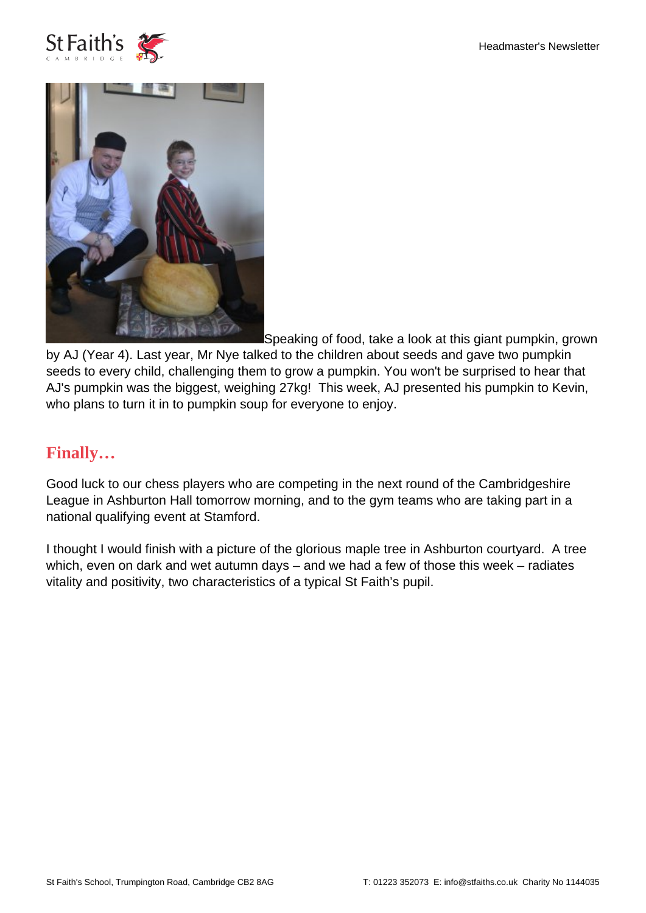Speaking of food, take a look at this giant pumpkin, grown by AJ (Year 4). Last year, Mr Nye talked to the children about seeds and gave two pumpkin seeds to every child, challenging them to grow a pumpkin. You won't be surprised to hear that AJ's pumpkin was the biggest, weighing 27kg!  This week, AJ presented his pumpkin to Kevin, who plans to turn it in to pumpkin soup for everyone to enjoy.

## Finally…

Good luck to our chess players who are competing in the next round of the Cambridgeshire League in Ashburton Hall tomorrow morning, and to the gym teams who are taking part in a national qualifying event at Stamford.

I thought I would finish with a picture of the glorious maple tree in Ashburton courtyard.  A tree which, even on dark and wet autumn days – and we had a few of those this week – radiates vitality and positivity, two characteristics of a typical St Faith's pupil.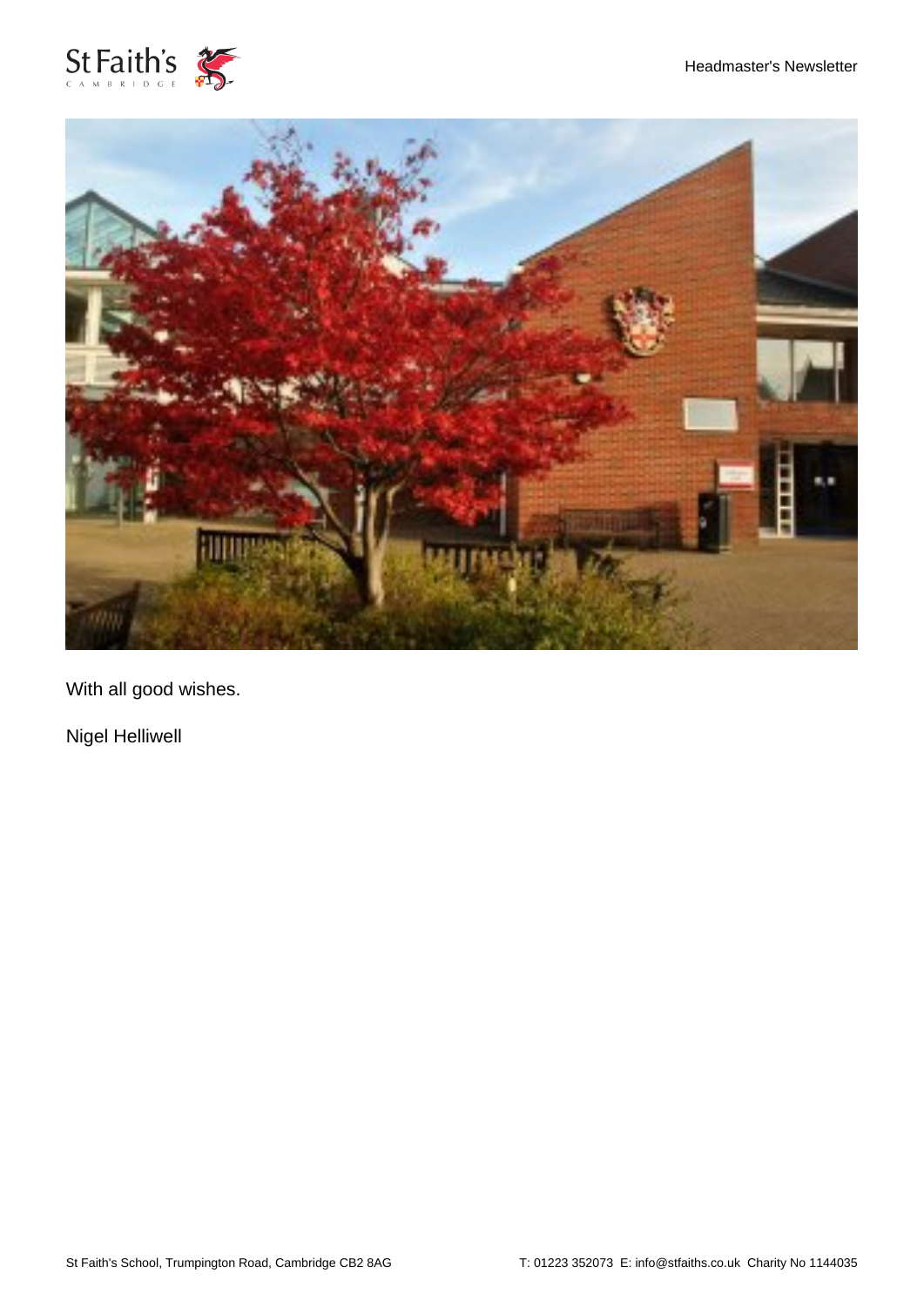With all good wishes.

Nigel Helliwell